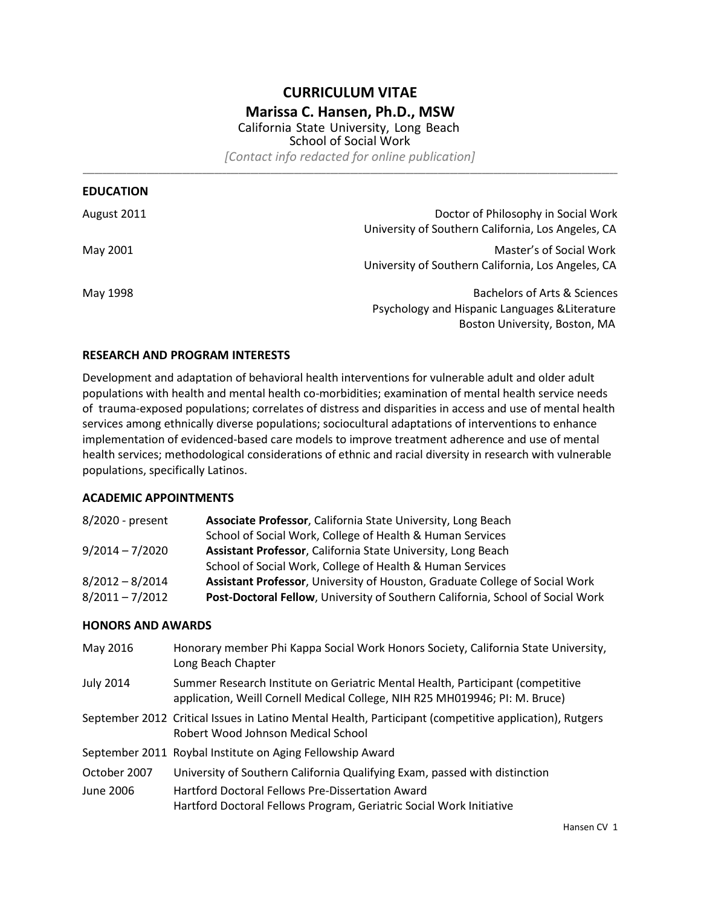# CURRICULUM VITAE

## Marissa C. Hansen, Ph.D., MSW

California State University, Long Beach
School of Social Work
*[Contact info redacted for online publication]*

---

### EDUCATION

| | |
|---|---|
| August 2011 | Doctor of Philosophy in Social Work<br>University of Southern California, Los Angeles, CA |
| May 2001 | Master's of Social Work<br>University of Southern California, Los Angeles, CA |
| May 1998 | Bachelors of Arts & Sciences<br>Psychology and Hispanic Languages &Literature<br>Boston University, Boston, MA |

### RESEARCH AND PROGRAM INTERESTS

Development and adaptation of behavioral health interventions for vulnerable adult and older adult populations with health and mental health co-morbidities; examination of mental health service needs of trauma-exposed populations; correlates of distress and disparities in access and use of mental health services among ethnically diverse populations; sociocultural adaptations of interventions to enhance implementation of evidenced-based care models to improve treatment adherence and use of mental health services; methodological considerations of ethnic and racial diversity in research with vulnerable populations, specifically Latinos.

### ACADEMIC APPOINTMENTS

| | |
|---|---|
| 8/2020 - present | **Associate Professor**, California State University, Long Beach<br>School of Social Work, College of Health & Human Services |
| 9/2014 – 7/2020 | **Assistant Professor**, California State University, Long Beach<br>School of Social Work, College of Health & Human Services |
| 8/2012 – 8/2014 | **Assistant Professor**, University of Houston, Graduate College of Social Work |
| 8/2011 – 7/2012 | **Post-Doctoral Fellow**, University of Southern California, School of Social Work |

### HONORS AND AWARDS

| | |
|---|---|
| May 2016 | Honorary member Phi Kappa Social Work Honors Society, California State University, Long Beach Chapter |
| July 2014 | Summer Research Institute on Geriatric Mental Health, Participant (competitive application, Weill Cornell Medical College, NIH R25 MH019946; PI: M. Bruce) |
| September 2012 | Critical Issues in Latino Mental Health, Participant (competitive application), Rutgers Robert Wood Johnson Medical School |
| September 2011 | Roybal Institute on Aging Fellowship Award |
| October 2007 | University of Southern California Qualifying Exam, passed with distinction |
| June 2006 | Hartford Doctoral Fellows Pre-Dissertation Award<br>Hartford Doctoral Fellows Program, Geriatric Social Work Initiative |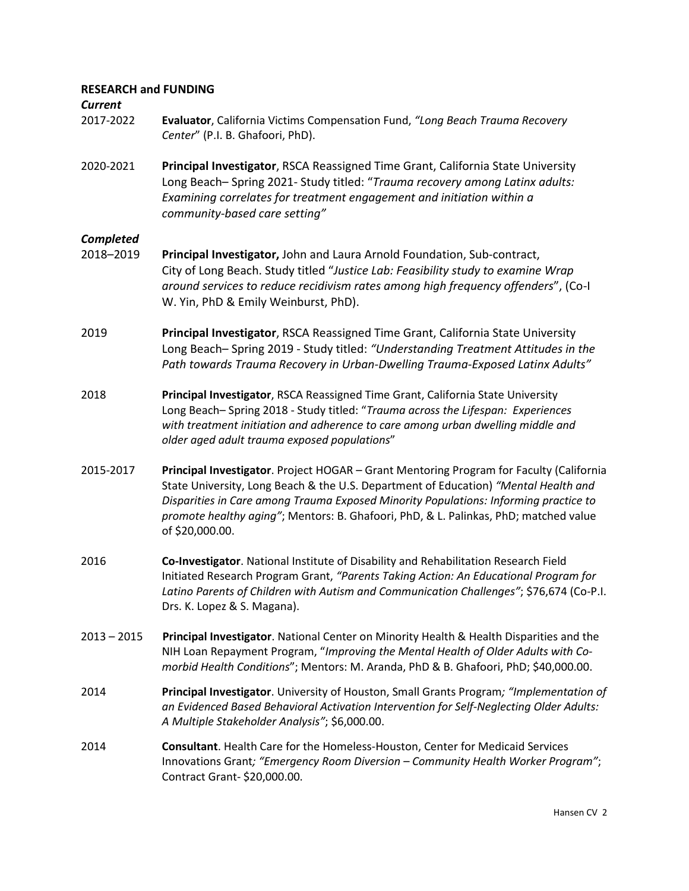**RESEARCH and FUNDING**

***Current***

2017-2022 **Evaluator**, California Victims Compensation Fund, *"Long Beach Trauma Recovery Center*" (P.I. B. Ghafoori, PhD).

2020-2021 **Principal Investigator**, RSCA Reassigned Time Grant, California State University Long Beach– Spring 2021- Study titled: "*Trauma recovery among Latinx adults: Examining correlates for treatment engagement and initiation within a community-based care setting"*

***Completed***

2018–2019 **Principal Investigator,** John and Laura Arnold Foundation, Sub-contract, City of Long Beach. Study titled "*Justice Lab: Feasibility study to examine Wrap around services to reduce recidivism rates among high frequency offenders*", (Co-I W. Yin, PhD & Emily Weinburst, PhD).

2019 **Principal Investigator**, RSCA Reassigned Time Grant, California State University Long Beach– Spring 2019 - Study titled: *"Understanding Treatment Attitudes in the Path towards Trauma Recovery in Urban-Dwelling Trauma-Exposed Latinx Adults"*

2018 **Principal Investigator**, RSCA Reassigned Time Grant, California State University Long Beach– Spring 2018 - Study titled: "*Trauma across the Lifespan: Experiences with treatment initiation and adherence to care among urban dwelling middle and older aged adult trauma exposed populations*"

2015-2017 **Principal Investigator**. Project HOGAR – Grant Mentoring Program for Faculty (California State University, Long Beach & the U.S. Department of Education) *"Mental Health and Disparities in Care among Trauma Exposed Minority Populations: Informing practice to promote healthy aging"*; Mentors: B. Ghafoori, PhD, & L. Palinkas, PhD; matched value of $20,000.00.

2016 **Co-Investigator**. National Institute of Disability and Rehabilitation Research Field Initiated Research Program Grant, *"Parents Taking Action: An Educational Program for Latino Parents of Children with Autism and Communication Challenges"*; $76,674 (Co-P.I. Drs. K. Lopez & S. Magana).

2013 – 2015 **Principal Investigator**. National Center on Minority Health & Health Disparities and the NIH Loan Repayment Program, "*Improving the Mental Health of Older Adults with Co-morbid Health Conditions*"; Mentors: M. Aranda, PhD & B. Ghafoori, PhD; $40,000.00.

2014 **Principal Investigator**. University of Houston, Small Grants Program*; "Implementation of an Evidenced Based Behavioral Activation Intervention for Self-Neglecting Older Adults: A Multiple Stakeholder Analysis"*; $6,000.00.

2014 **Consultant**. Health Care for the Homeless-Houston, Center for Medicaid Services Innovations Grant*; "Emergency Room Diversion – Community Health Worker Program"*; Contract Grant- $20,000.00.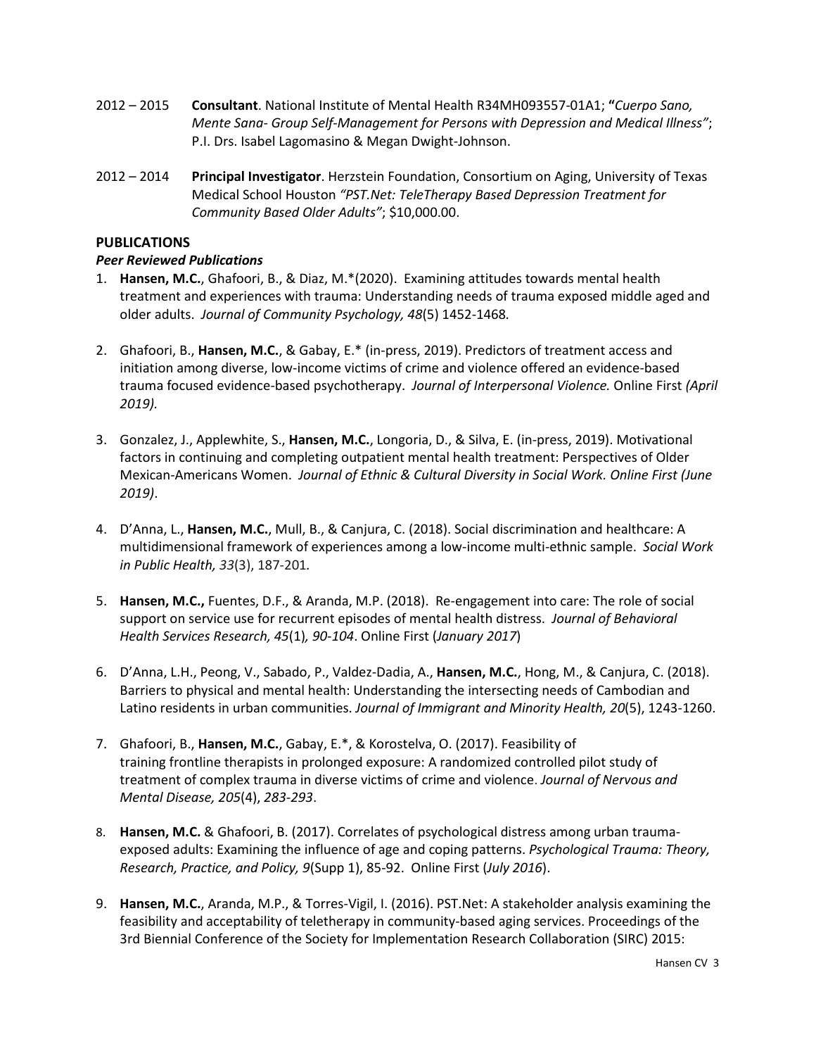2012 – 2015 **Consultant**. National Institute of Mental Health R34MH093557-01A1; **"***Cuerpo Sano, Mente Sana- Group Self-Management for Persons with Depression and Medical Illness"*; P.I. Drs. Isabel Lagomasino & Megan Dwight-Johnson.

2012 – 2014 **Principal Investigator**. Herzstein Foundation, Consortium on Aging, University of Texas Medical School Houston *"PST.Net: TeleTherapy Based Depression Treatment for Community Based Older Adults"*; $10,000.00.

## PUBLICATIONS

### *Peer Reviewed Publications*

1. **Hansen, M.C.**, Ghafoori, B., & Diaz, M.*(2020). Examining attitudes towards mental health treatment and experiences with trauma: Understanding needs of trauma exposed middle aged and older adults. *Journal of Community Psychology, 48*(5) 1452-1468.

2. Ghafoori, B., **Hansen, M.C.**, & Gabay, E.* (in-press, 2019). Predictors of treatment access and initiation among diverse, low-income victims of crime and violence offered an evidence-based trauma focused evidence-based psychotherapy. *Journal of Interpersonal Violence.* Online First *(April 2019).*

3. Gonzalez, J., Applewhite, S., **Hansen, M.C.**, Longoria, D., & Silva, E. (in-press, 2019). Motivational factors in continuing and completing outpatient mental health treatment: Perspectives of Older Mexican-Americans Women. *Journal of Ethnic & Cultural Diversity in Social Work. Online First (June 2019)*.

4. D'Anna, L., **Hansen, M.C.**, Mull, B., & Canjura, C. (2018). Social discrimination and healthcare: A multidimensional framework of experiences among a low-income multi-ethnic sample. *Social Work in Public Health, 33*(3), 187-201.

5. **Hansen, M.C.,** Fuentes, D.F., & Aranda, M.P. (2018). Re-engagement into care: The role of social support on service use for recurrent episodes of mental health distress. *Journal of Behavioral Health Services Research, 45*(1)*, 90-104*. Online First (*January 2017*)

6. D'Anna, L.H., Peong, V., Sabado, P., Valdez-Dadia, A., **Hansen, M.C.**, Hong, M., & Canjura, C. (2018). Barriers to physical and mental health: Understanding the intersecting needs of Cambodian and Latino residents in urban communities. *Journal of Immigrant and Minority Health, 20*(5), 1243-1260.

7. Ghafoori, B., **Hansen, M.C.**, Gabay, E.*, & Korostelva, O. (2017). Feasibility of training frontline therapists in prolonged exposure: A randomized controlled pilot study of treatment of complex trauma in diverse victims of crime and violence. *Journal of Nervous and Mental Disease, 205*(4), *283-293*.

8. **Hansen, M.C.** & Ghafoori, B. (2017). Correlates of psychological distress among urban trauma-exposed adults: Examining the influence of age and coping patterns. *Psychological Trauma: Theory, Research, Practice, and Policy, 9*(Supp 1), 85-92. Online First (*July 2016*).

9. **Hansen, M.C.**, Aranda, M.P., & Torres-Vigil, I. (2016). PST.Net: A stakeholder analysis examining the feasibility and acceptability of teletherapy in community-based aging services. Proceedings of the 3rd Biennial Conference of the Society for Implementation Research Collaboration (SIRC) 2015: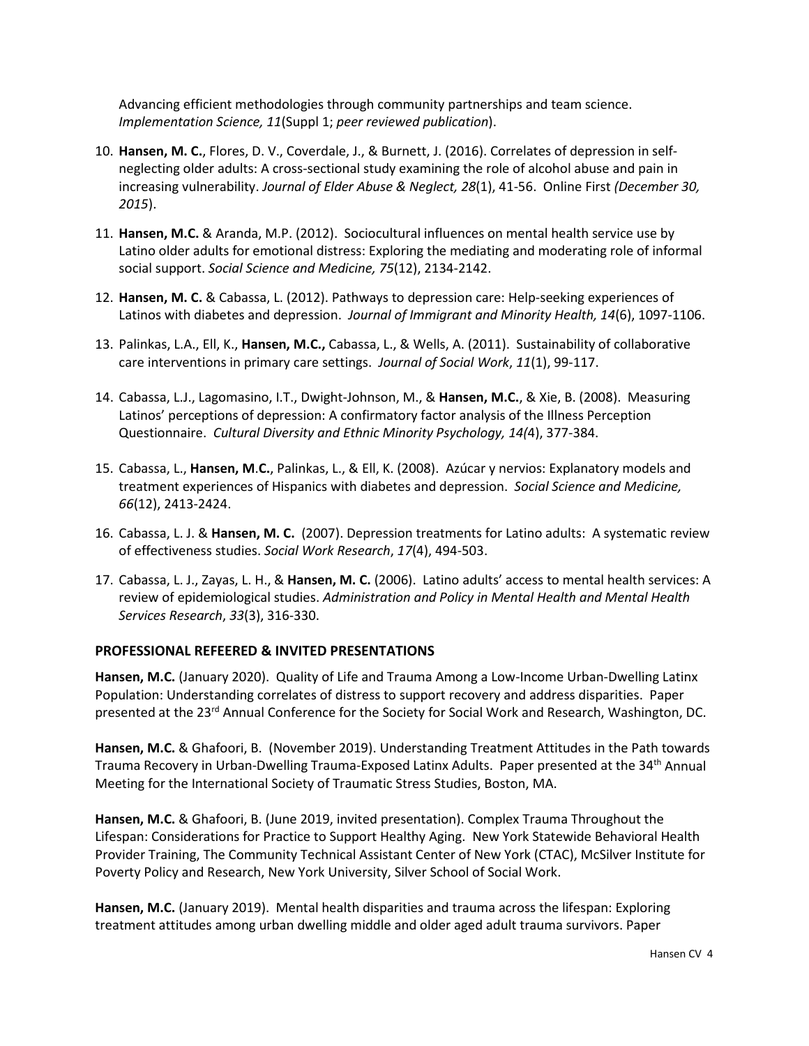Advancing efficient methodologies through community partnerships and team science. *Implementation Science, 11*(Suppl 1; *peer reviewed publication*).

10. **Hansen, M. C.**, Flores, D. V., Coverdale, J., & Burnett, J. (2016). Correlates of depression in self-neglecting older adults: A cross-sectional study examining the role of alcohol abuse and pain in increasing vulnerability. *Journal of Elder Abuse & Neglect, 28*(1), 41-56. Online First *(December 30, 2015*).

11. **Hansen, M.C.** & Aranda, M.P. (2012). Sociocultural influences on mental health service use by Latino older adults for emotional distress: Exploring the mediating and moderating role of informal social support. *Social Science and Medicine, 75*(12), 2134-2142.

12. **Hansen, M. C.** & Cabassa, L. (2012). Pathways to depression care: Help-seeking experiences of Latinos with diabetes and depression. *Journal of Immigrant and Minority Health, 14*(6), 1097-1106.

13. Palinkas, L.A., Ell, K., **Hansen, M.C.,** Cabassa, L., & Wells, A. (2011). Sustainability of collaborative care interventions in primary care settings. *Journal of Social Work*, *11*(1), 99-117.

14. Cabassa, L.J., Lagomasino, I.T., Dwight-Johnson, M., & **Hansen, M.C.**, & Xie, B. (2008). Measuring Latinos' perceptions of depression: A confirmatory factor analysis of the Illness Perception Questionnaire. *Cultural Diversity and Ethnic Minority Psychology, 14(*4), 377-384.

15. Cabassa, L., **Hansen, M.C.**, Palinkas, L., & Ell, K. (2008). Azúcar y nervios: Explanatory models and treatment experiences of Hispanics with diabetes and depression. *Social Science and Medicine, 66*(12), 2413-2424.

16. Cabassa, L. J. & **Hansen, M. C.** (2007). Depression treatments for Latino adults: A systematic review of effectiveness studies. *Social Work Research*, *17*(4), 494-503.

17. Cabassa, L. J., Zayas, L. H., & **Hansen, M. C.** (2006). Latino adults' access to mental health services: A review of epidemiological studies. *Administration and Policy in Mental Health and Mental Health Services Research*, *33*(3), 316-330.

## PROFESSIONAL REFEERED & INVITED PRESENTATIONS

**Hansen, M.C.** (January 2020). Quality of Life and Trauma Among a Low-Income Urban-Dwelling Latinx Population: Understanding correlates of distress to support recovery and address disparities. Paper presented at the 23rd Annual Conference for the Society for Social Work and Research, Washington, DC.

**Hansen, M.C.** & Ghafoori, B. (November 2019). Understanding Treatment Attitudes in the Path towards Trauma Recovery in Urban-Dwelling Trauma-Exposed Latinx Adults. Paper presented at the 34th Annual Meeting for the International Society of Traumatic Stress Studies, Boston, MA.

**Hansen, M.C.** & Ghafoori, B. (June 2019, invited presentation). Complex Trauma Throughout the Lifespan: Considerations for Practice to Support Healthy Aging. New York Statewide Behavioral Health Provider Training, The Community Technical Assistant Center of New York (CTAC), McSilver Institute for Poverty Policy and Research, New York University, Silver School of Social Work.

**Hansen, M.C.** (January 2019). Mental health disparities and trauma across the lifespan: Exploring treatment attitudes among urban dwelling middle and older aged adult trauma survivors. Paper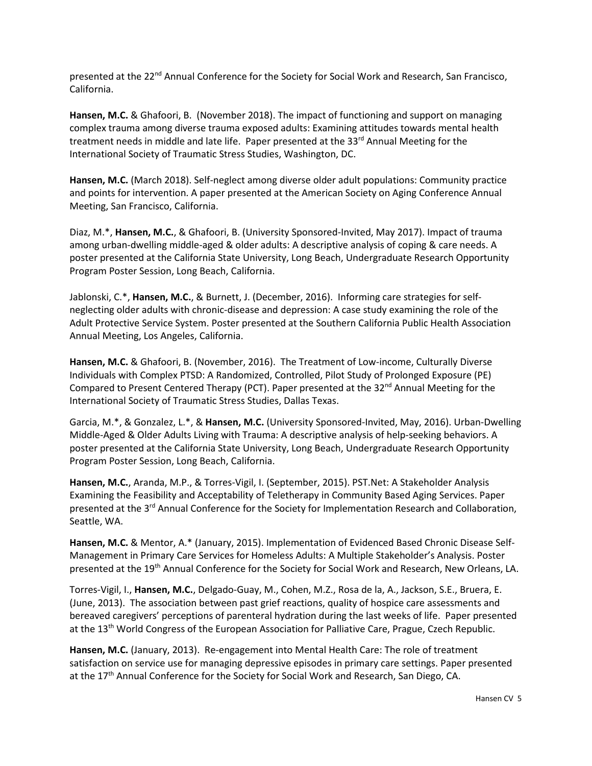presented at the 22nd Annual Conference for the Society for Social Work and Research, San Francisco, California.

**Hansen, M.C.** & Ghafoori, B. (November 2018). The impact of functioning and support on managing complex trauma among diverse trauma exposed adults: Examining attitudes towards mental health treatment needs in middle and late life. Paper presented at the 33rd Annual Meeting for the International Society of Traumatic Stress Studies, Washington, DC.

**Hansen, M.C.** (March 2018). Self-neglect among diverse older adult populations: Community practice and points for intervention. A paper presented at the American Society on Aging Conference Annual Meeting, San Francisco, California.

Diaz, M.*, **Hansen, M.C.**, & Ghafoori, B. (University Sponsored-Invited, May 2017). Impact of trauma among urban-dwelling middle-aged & older adults: A descriptive analysis of coping & care needs. A poster presented at the California State University, Long Beach, Undergraduate Research Opportunity Program Poster Session, Long Beach, California.

Jablonski, C.*, **Hansen, M.C.**, & Burnett, J. (December, 2016). Informing care strategies for self-neglecting older adults with chronic-disease and depression: A case study examining the role of the Adult Protective Service System. Poster presented at the Southern California Public Health Association Annual Meeting, Los Angeles, California.

**Hansen, M.C.** & Ghafoori, B. (November, 2016). The Treatment of Low-income, Culturally Diverse Individuals with Complex PTSD: A Randomized, Controlled, Pilot Study of Prolonged Exposure (PE) Compared to Present Centered Therapy (PCT). Paper presented at the 32nd Annual Meeting for the International Society of Traumatic Stress Studies, Dallas Texas.

Garcia, M.*, & Gonzalez, L.*, & **Hansen, M.C.** (University Sponsored-Invited, May, 2016). Urban-Dwelling Middle-Aged & Older Adults Living with Trauma: A descriptive analysis of help-seeking behaviors. A poster presented at the California State University, Long Beach, Undergraduate Research Opportunity Program Poster Session, Long Beach, California.

**Hansen, M.C.**, Aranda, M.P., & Torres-Vigil, I. (September, 2015). PST.Net: A Stakeholder Analysis Examining the Feasibility and Acceptability of Teletherapy in Community Based Aging Services. Paper presented at the 3rd Annual Conference for the Society for Implementation Research and Collaboration, Seattle, WA.

**Hansen, M.C.** & Mentor, A.* (January, 2015). Implementation of Evidenced Based Chronic Disease Self-Management in Primary Care Services for Homeless Adults: A Multiple Stakeholder's Analysis. Poster presented at the 19th Annual Conference for the Society for Social Work and Research, New Orleans, LA.

Torres-Vigil, I., **Hansen, M.C.**, Delgado-Guay, M., Cohen, M.Z., Rosa de la, A., Jackson, S.E., Bruera, E. (June, 2013). The association between past grief reactions, quality of hospice care assessments and bereaved caregivers' perceptions of parenteral hydration during the last weeks of life. Paper presented at the 13th World Congress of the European Association for Palliative Care, Prague, Czech Republic.

**Hansen, M.C.** (January, 2013). Re-engagement into Mental Health Care: The role of treatment satisfaction on service use for managing depressive episodes in primary care settings. Paper presented at the 17th Annual Conference for the Society for Social Work and Research, San Diego, CA.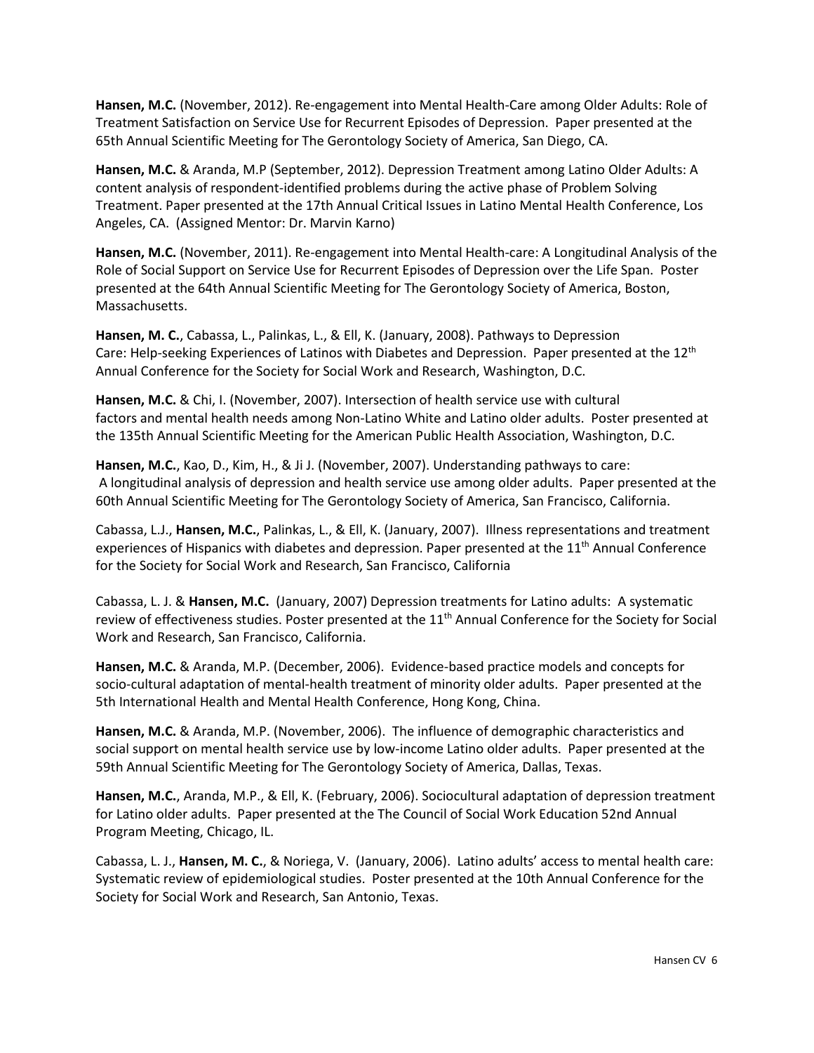**Hansen, M.C.** (November, 2012). Re-engagement into Mental Health-Care among Older Adults: Role of Treatment Satisfaction on Service Use for Recurrent Episodes of Depression. Paper presented at the 65th Annual Scientific Meeting for The Gerontology Society of America, San Diego, CA.

**Hansen, M.C.** & Aranda, M.P (September, 2012). Depression Treatment among Latino Older Adults: A content analysis of respondent-identified problems during the active phase of Problem Solving Treatment. Paper presented at the 17th Annual Critical Issues in Latino Mental Health Conference, Los Angeles, CA. (Assigned Mentor: Dr. Marvin Karno)

**Hansen, M.C.** (November, 2011). Re-engagement into Mental Health-care: A Longitudinal Analysis of the Role of Social Support on Service Use for Recurrent Episodes of Depression over the Life Span. Poster presented at the 64th Annual Scientific Meeting for The Gerontology Society of America, Boston, Massachusetts.

**Hansen, M. C.**, Cabassa, L., Palinkas, L., & Ell, K. (January, 2008). Pathways to Depression Care: Help-seeking Experiences of Latinos with Diabetes and Depression. Paper presented at the 12th Annual Conference for the Society for Social Work and Research, Washington, D.C.

**Hansen, M.C.** & Chi, I. (November, 2007). Intersection of health service use with cultural factors and mental health needs among Non-Latino White and Latino older adults. Poster presented at the 135th Annual Scientific Meeting for the American Public Health Association, Washington, D.C.

**Hansen, M.C.**, Kao, D., Kim, H., & Ji J. (November, 2007). Understanding pathways to care: A longitudinal analysis of depression and health service use among older adults. Paper presented at the 60th Annual Scientific Meeting for The Gerontology Society of America, San Francisco, California.

Cabassa, L.J., **Hansen, M.C.**, Palinkas, L., & Ell, K. (January, 2007). Illness representations and treatment experiences of Hispanics with diabetes and depression. Paper presented at the 11th Annual Conference for the Society for Social Work and Research, San Francisco, California

Cabassa, L. J. & **Hansen, M.C.** (January, 2007) Depression treatments for Latino adults: A systematic review of effectiveness studies. Poster presented at the 11th Annual Conference for the Society for Social Work and Research, San Francisco, California.

**Hansen, M.C.** & Aranda, M.P. (December, 2006). Evidence-based practice models and concepts for socio-cultural adaptation of mental-health treatment of minority older adults. Paper presented at the 5th International Health and Mental Health Conference, Hong Kong, China.

**Hansen, M.C.** & Aranda, M.P. (November, 2006). The influence of demographic characteristics and social support on mental health service use by low-income Latino older adults. Paper presented at the 59th Annual Scientific Meeting for The Gerontology Society of America, Dallas, Texas.

**Hansen, M.C.**, Aranda, M.P., & Ell, K. (February, 2006). Sociocultural adaptation of depression treatment for Latino older adults. Paper presented at the The Council of Social Work Education 52nd Annual Program Meeting, Chicago, IL.

Cabassa, L. J., **Hansen, M. C.**, & Noriega, V. (January, 2006). Latino adults' access to mental health care: Systematic review of epidemiological studies. Poster presented at the 10th Annual Conference for the Society for Social Work and Research, San Antonio, Texas.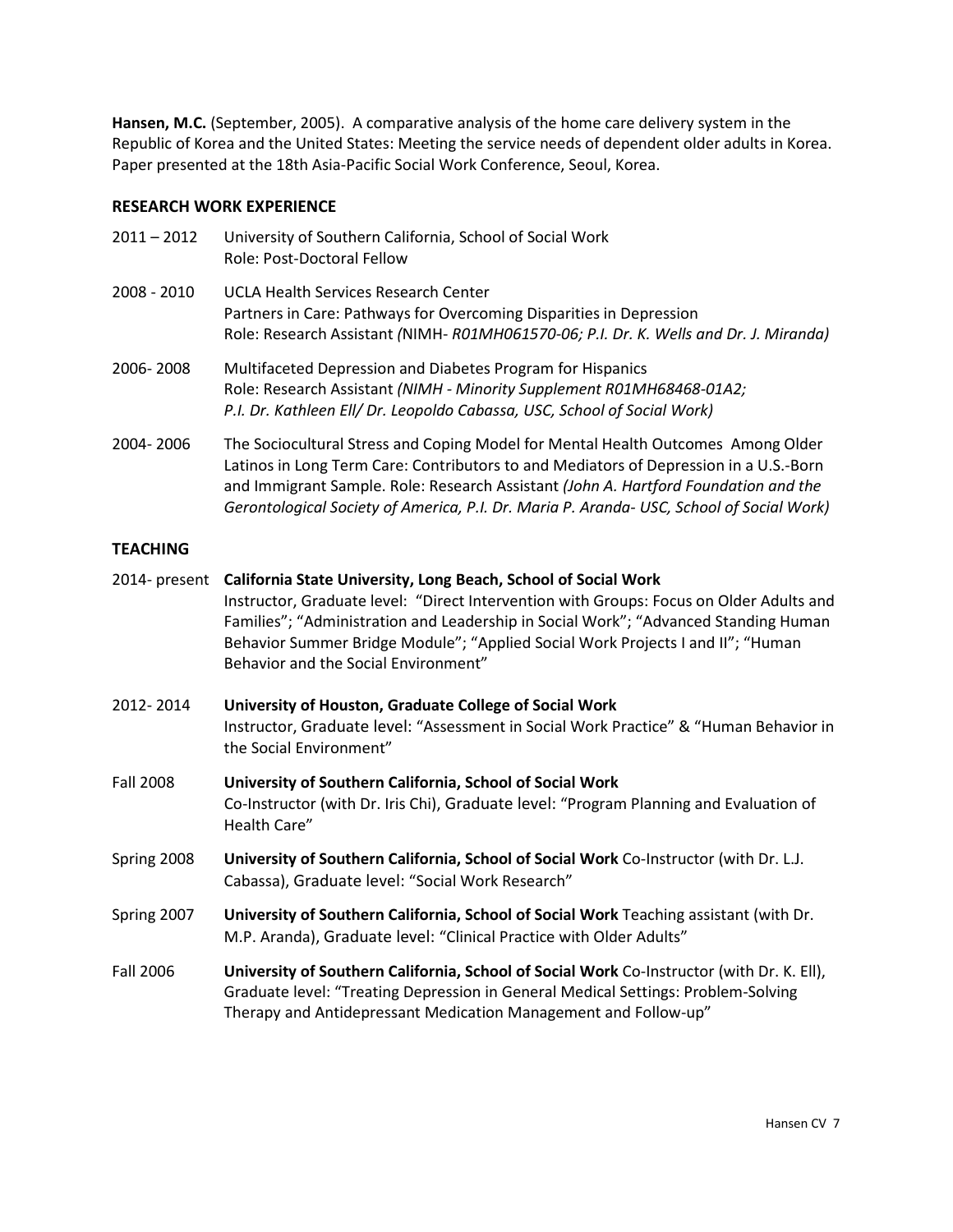**Hansen, M.C.** (September, 2005). A comparative analysis of the home care delivery system in the Republic of Korea and the United States: Meeting the service needs of dependent older adults in Korea. Paper presented at the 18th Asia-Pacific Social Work Conference, Seoul, Korea.

## RESEARCH WORK EXPERIENCE

2011 – 2012 University of Southern California, School of Social Work
Role: Post-Doctoral Fellow

2008 - 2010 UCLA Health Services Research Center
Partners in Care: Pathways for Overcoming Disparities in Depression
Role: Research Assistant *(*NIMH*- R01MH061570-06; P.I. Dr. K. Wells and Dr. J. Miranda)*

2006- 2008 Multifaceted Depression and Diabetes Program for Hispanics
Role: Research Assistant *(NIMH - Minority Supplement R01MH68468-01A2; P.I. Dr. Kathleen Ell/ Dr. Leopoldo Cabassa, USC, School of Social Work)*

2004- 2006 The Sociocultural Stress and Coping Model for Mental Health Outcomes Among Older Latinos in Long Term Care: Contributors to and Mediators of Depression in a U.S.-Born and Immigrant Sample. Role: Research Assistant *(John A. Hartford Foundation and the Gerontological Society of America, P.I. Dr. Maria P. Aranda- USC, School of Social Work)*

## TEACHING

2014- present **California State University, Long Beach, School of Social Work**
Instructor, Graduate level: "Direct Intervention with Groups: Focus on Older Adults and Families"; "Administration and Leadership in Social Work"; "Advanced Standing Human Behavior Summer Bridge Module"; "Applied Social Work Projects I and II"; "Human Behavior and the Social Environment"

2012- 2014 **University of Houston, Graduate College of Social Work**
Instructor, Graduate level: "Assessment in Social Work Practice" & "Human Behavior in the Social Environment"

Fall 2008 **University of Southern California, School of Social Work**
Co-Instructor (with Dr. Iris Chi), Graduate level: "Program Planning and Evaluation of Health Care"

Spring 2008 **University of Southern California, School of Social Work** Co-Instructor (with Dr. L.J. Cabassa), Graduate level: "Social Work Research"

Spring 2007 **University of Southern California, School of Social Work** Teaching assistant (with Dr. M.P. Aranda), Graduate level: "Clinical Practice with Older Adults"

Fall 2006 **University of Southern California, School of Social Work** Co-Instructor (with Dr. K. Ell), Graduate level: "Treating Depression in General Medical Settings: Problem-Solving Therapy and Antidepressant Medication Management and Follow-up"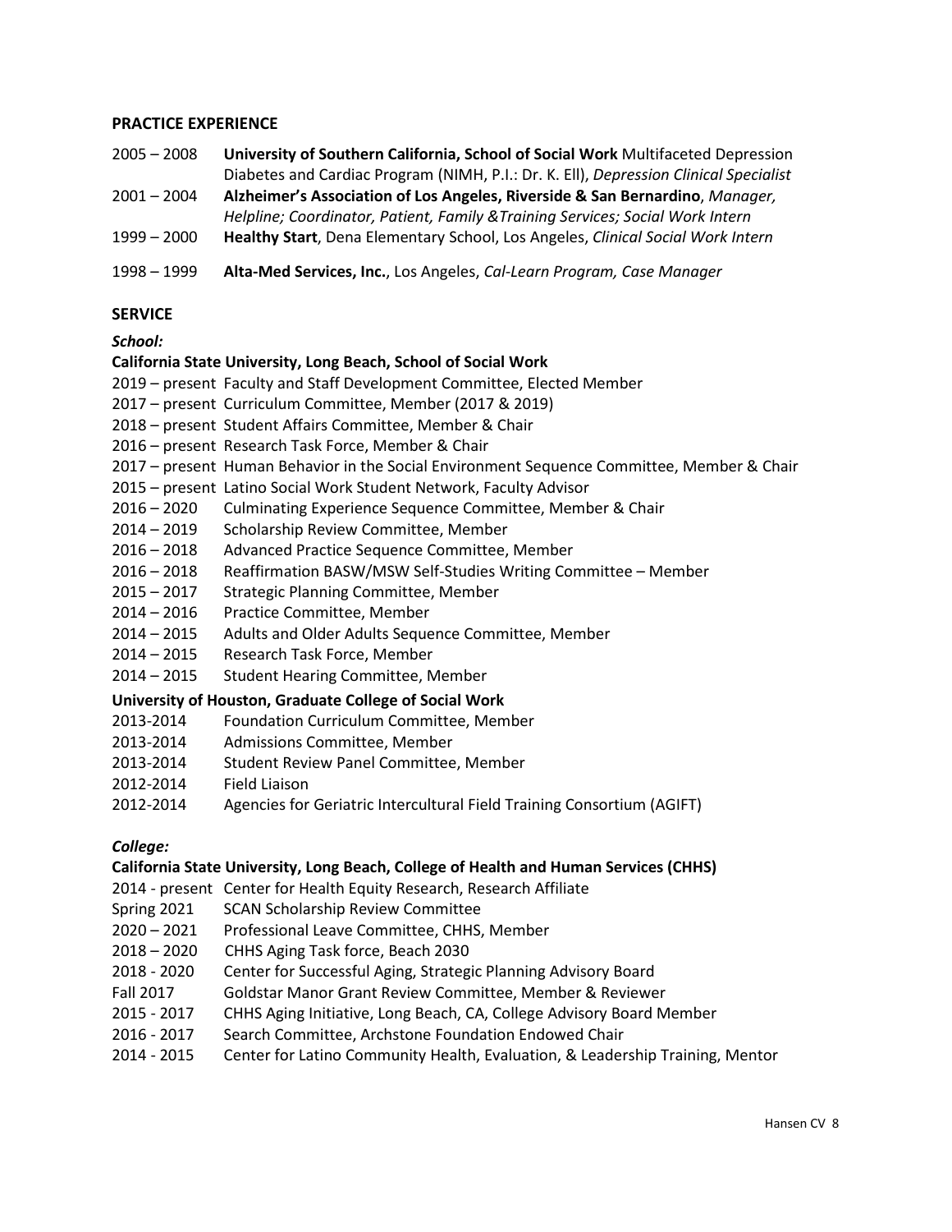## PRACTICE EXPERIENCE

2005 – 2008 **University of Southern California, School of Social Work** Multifaceted Depression Diabetes and Cardiac Program (NIMH, P.I.: Dr. K. Ell), *Depression Clinical Specialist*

2001 – 2004 **Alzheimer's Association of Los Angeles, Riverside & San Bernardino**, *Manager, Helpline; Coordinator, Patient, Family &Training Services; Social Work Intern*

1999 – 2000 **Healthy Start**, Dena Elementary School, Los Angeles, *Clinical Social Work Intern*

1998 – 1999 **Alta-Med Services, Inc.**, Los Angeles, *Cal-Learn Program, Case Manager*

## SERVICE

### *School:*

**California State University, Long Beach, School of Social Work**

2019 – present Faculty and Staff Development Committee, Elected Member
2017 – present Curriculum Committee, Member (2017 & 2019)
2018 – present Student Affairs Committee, Member & Chair
2016 – present Research Task Force, Member & Chair
2017 – present Human Behavior in the Social Environment Sequence Committee, Member & Chair
2015 – present Latino Social Work Student Network, Faculty Advisor
2016 – 2020 Culminating Experience Sequence Committee, Member & Chair
2014 – 2019 Scholarship Review Committee, Member
2016 – 2018 Advanced Practice Sequence Committee, Member
2016 – 2018 Reaffirmation BASW/MSW Self-Studies Writing Committee – Member
2015 – 2017 Strategic Planning Committee, Member
2014 – 2016 Practice Committee, Member
2014 – 2015 Adults and Older Adults Sequence Committee, Member
2014 – 2015 Research Task Force, Member
2014 – 2015 Student Hearing Committee, Member

**University of Houston, Graduate College of Social Work**

2013-2014 Foundation Curriculum Committee, Member
2013-2014 Admissions Committee, Member
2013-2014 Student Review Panel Committee, Member
2012-2014 Field Liaison
2012-2014 Agencies for Geriatric Intercultural Field Training Consortium (AGIFT)

### *College:*

**California State University, Long Beach, College of Health and Human Services (CHHS)**

2014 - present Center for Health Equity Research, Research Affiliate
Spring 2021 SCAN Scholarship Review Committee
2020 – 2021 Professional Leave Committee, CHHS, Member
2018 – 2020 CHHS Aging Task force, Beach 2030
2018 - 2020 Center for Successful Aging, Strategic Planning Advisory Board
Fall 2017 Goldstar Manor Grant Review Committee, Member & Reviewer
2015 - 2017 CHHS Aging Initiative, Long Beach, CA, College Advisory Board Member
2016 - 2017 Search Committee, Archstone Foundation Endowed Chair
2014 - 2015 Center for Latino Community Health, Evaluation, & Leadership Training, Mentor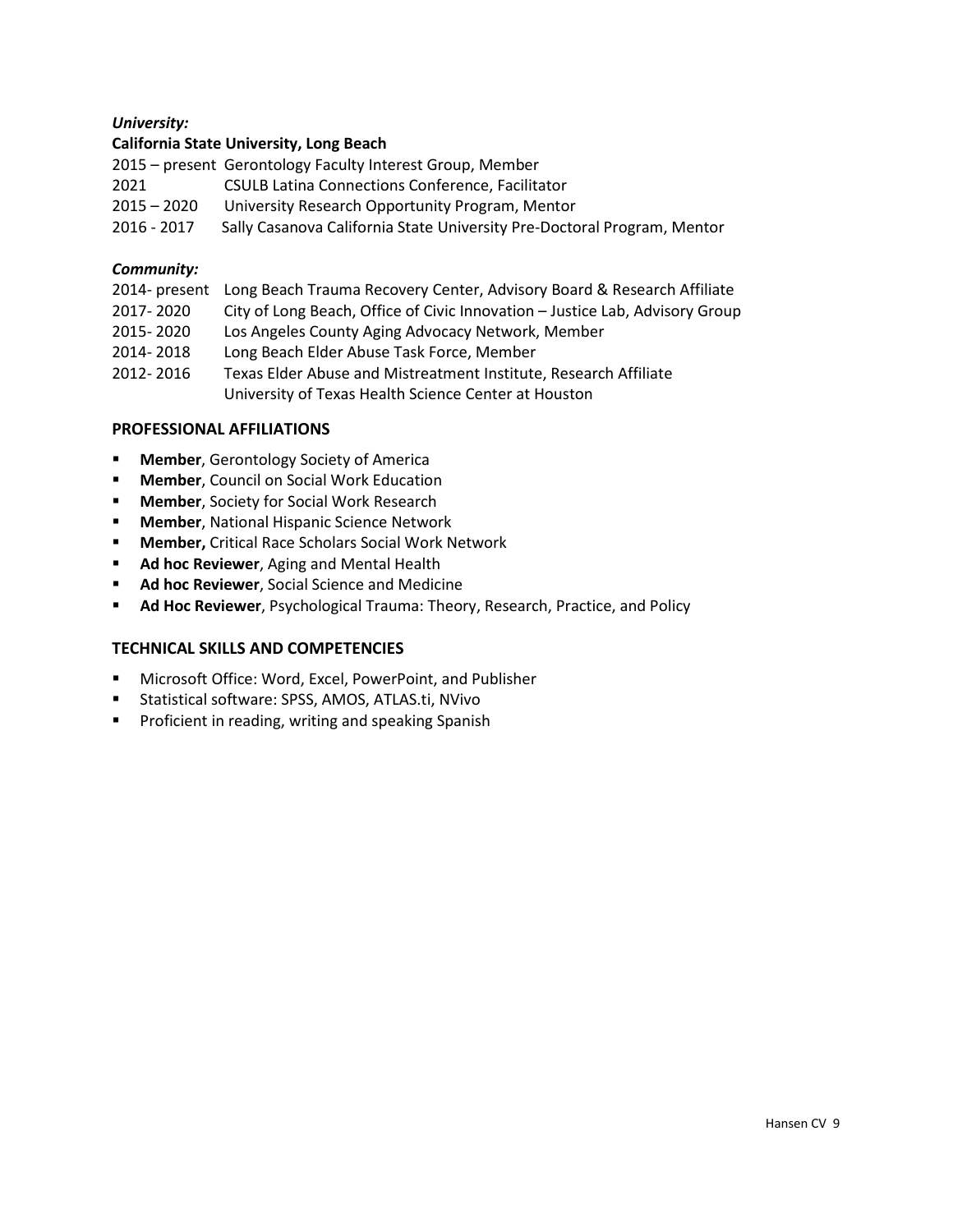***University:***

**California State University, Long Beach**

2015 – present Gerontology Faculty Interest Group, Member
2021 CSULB Latina Connections Conference, Facilitator
2015 – 2020 University Research Opportunity Program, Mentor
2016 - 2017 Sally Casanova California State University Pre-Doctoral Program, Mentor

***Community:***

2014- present Long Beach Trauma Recovery Center, Advisory Board & Research Affiliate
2017- 2020 City of Long Beach, Office of Civic Innovation – Justice Lab, Advisory Group
2015- 2020 Los Angeles County Aging Advocacy Network, Member
2014- 2018 Long Beach Elder Abuse Task Force, Member
2012- 2016 Texas Elder Abuse and Mistreatment Institute, Research Affiliate
University of Texas Health Science Center at Houston

## PROFESSIONAL AFFILIATIONS

- **Member**, Gerontology Society of America
- **Member**, Council on Social Work Education
- **Member**, Society for Social Work Research
- **Member**, National Hispanic Science Network
- **Member,** Critical Race Scholars Social Work Network
- **Ad hoc Reviewer**, Aging and Mental Health
- **Ad hoc Reviewer**, Social Science and Medicine
- **Ad Hoc Reviewer**, Psychological Trauma: Theory, Research, Practice, and Policy

## TECHNICAL SKILLS AND COMPETENCIES

- Microsoft Office: Word, Excel, PowerPoint, and Publisher
- Statistical software: SPSS, AMOS, ATLAS.ti, NVivo
- Proficient in reading, writing and speaking Spanish